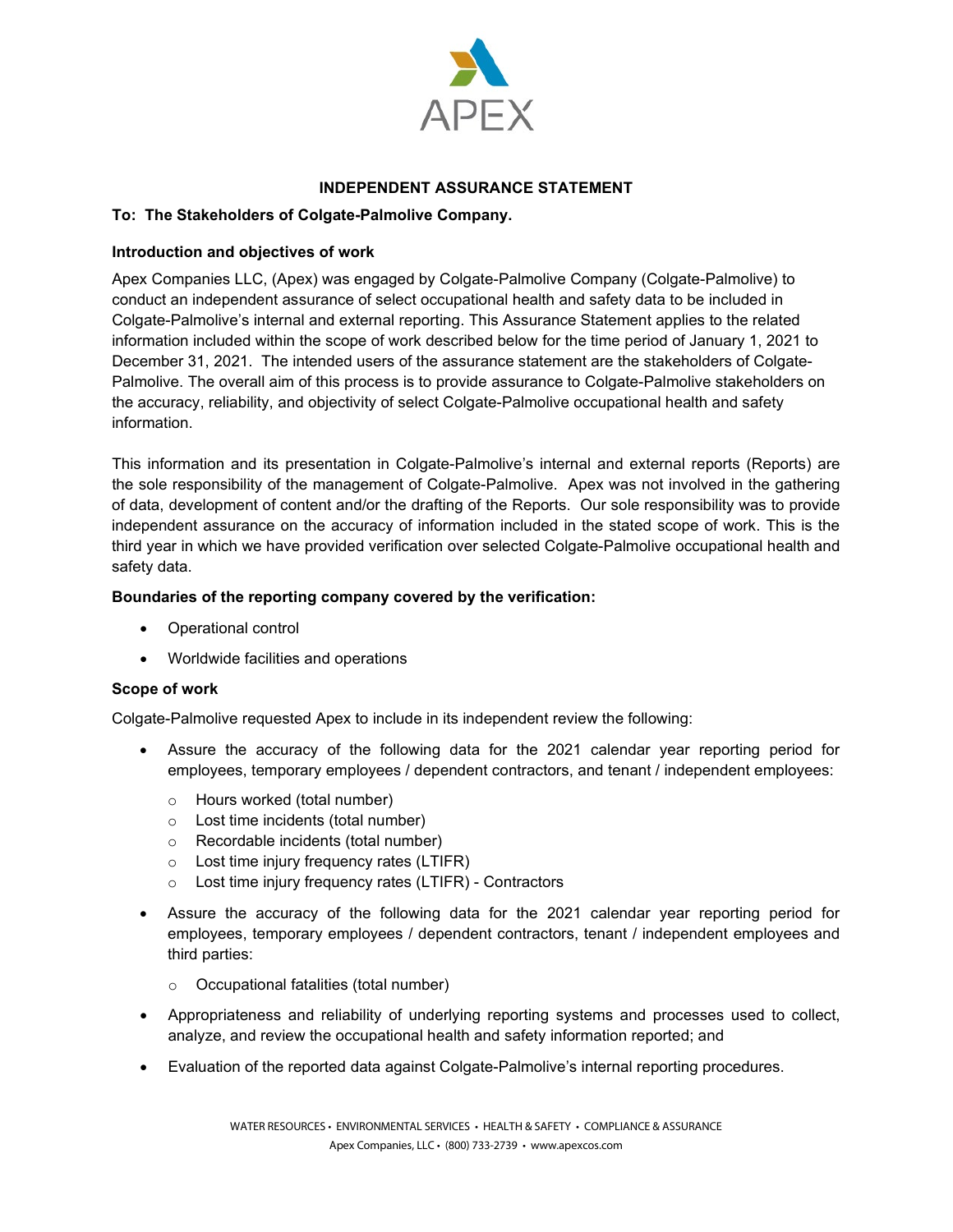# INDEPENDENT ASSURANCE STATEMENT

**To: The Stakeholders of Colgate-Palmolive Company.**

### Introduction and objectives of work

Apex Companies LLC, (Apex) was engaged by Colgate-Palmolive Company (Colgate-Palmolive) to conduct an independent assurance of select occupational health and safety data to be included in Colgate-Palmolive's internal and external reporting. This Assurance Statement applies to the related information included within the scope of work described below for the time period of January 1, 2021 to December 31, 2021. The intended users of the assurance statement are the stakeholders of Colgate-Palmolive. The overall aim of this process is to provide assurance to Colgate-Palmolive stakeholders on the accuracy, reliability, and objectivity of select Colgate-Palmolive occupational health and safety information.

This information and its presentation in Colgate-Palmolive's internal and external reports (Reports) are the sole responsibility of the management of Colgate-Palmolive. Apex was not involved in the gathering of data, development of content and/or the drafting of the Reports. Our sole responsibility was to provide independent assurance on the accuracy of information included in the stated scope of work. This is the third year in which we have provided verification over selected Colgate-Palmolive occupational health and safety data.

### Boundaries of the reporting company covered by the verification:

- Operational control
- Worldwide facilities and operations

### Scope of work

Colgate-Palmolive requested Apex to include in its independent review the following:

- Assure the accuracy of the following data for the 2021 calendar year reporting period for employees, temporary employees / dependent contractors, and tenant / independent employees:
  - Hours worked (total number)
  - Lost time incidents (total number)
  - Recordable incidents (total number)
  - Lost time injury frequency rates (LTIFR)
  - Lost time injury frequency rates (LTIFR) - Contractors
- Assure the accuracy of the following data for the 2021 calendar year reporting period for employees, temporary employees / dependent contractors, tenant / independent employees and third parties:
  - Occupational fatalities (total number)
- Appropriateness and reliability of underlying reporting systems and processes used to collect, analyze, and review the occupational health and safety information reported; and
- Evaluation of the reported data against Colgate-Palmolive's internal reporting procedures.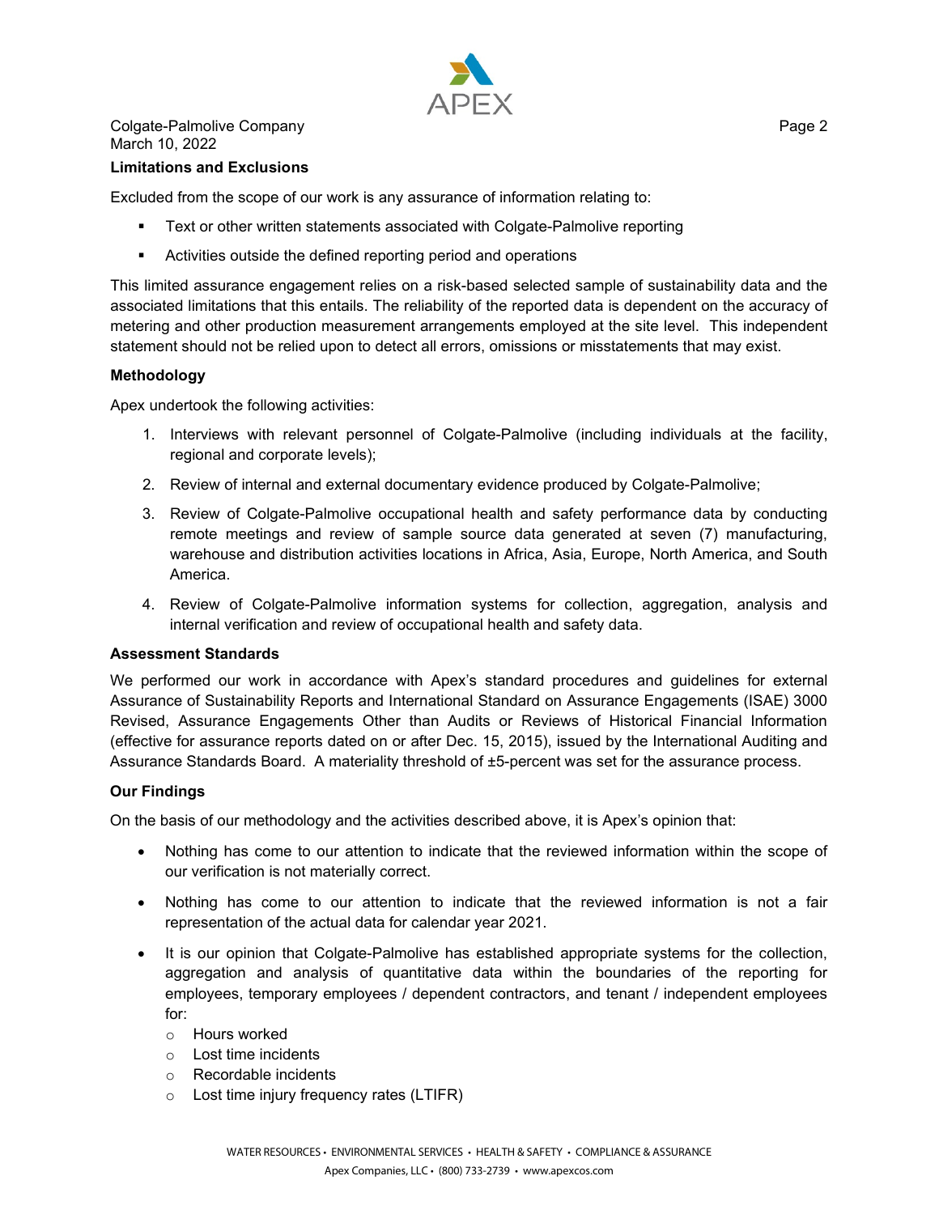### Limitations and Exclusions

Excluded from the scope of our work is any assurance of information relating to:

- Text or other written statements associated with Colgate-Palmolive reporting
- Activities outside the defined reporting period and operations

This limited assurance engagement relies on a risk-based selected sample of sustainability data and the associated limitations that this entails. The reliability of the reported data is dependent on the accuracy of metering and other production measurement arrangements employed at the site level. This independent statement should not be relied upon to detect all errors, omissions or misstatements that may exist.

### Methodology

Apex undertook the following activities:

1. Interviews with relevant personnel of Colgate-Palmolive (including individuals at the facility, regional and corporate levels);
2. Review of internal and external documentary evidence produced by Colgate-Palmolive;
3. Review of Colgate-Palmolive occupational health and safety performance data by conducting remote meetings and review of sample source data generated at seven (7) manufacturing, warehouse and distribution activities locations in Africa, Asia, Europe, North America, and South America.
4. Review of Colgate-Palmolive information systems for collection, aggregation, analysis and internal verification and review of occupational health and safety data.

### Assessment Standards

We performed our work in accordance with Apex's standard procedures and guidelines for external Assurance of Sustainability Reports and International Standard on Assurance Engagements (ISAE) 3000 Revised, Assurance Engagements Other than Audits or Reviews of Historical Financial Information (effective for assurance reports dated on or after Dec. 15, 2015), issued by the International Auditing and Assurance Standards Board. A materiality threshold of ±5-percent was set for the assurance process.

### Our Findings

On the basis of our methodology and the activities described above, it is Apex's opinion that:

- Nothing has come to our attention to indicate that the reviewed information within the scope of our verification is not materially correct.
- Nothing has come to our attention to indicate that the reviewed information is not a fair representation of the actual data for calendar year 2021.
- It is our opinion that Colgate-Palmolive has established appropriate systems for the collection, aggregation and analysis of quantitative data within the boundaries of the reporting for employees, temporary employees / dependent contractors, and tenant / independent employees for:
  - Hours worked
  - Lost time incidents
  - Recordable incidents
  - Lost time injury frequency rates (LTIFR)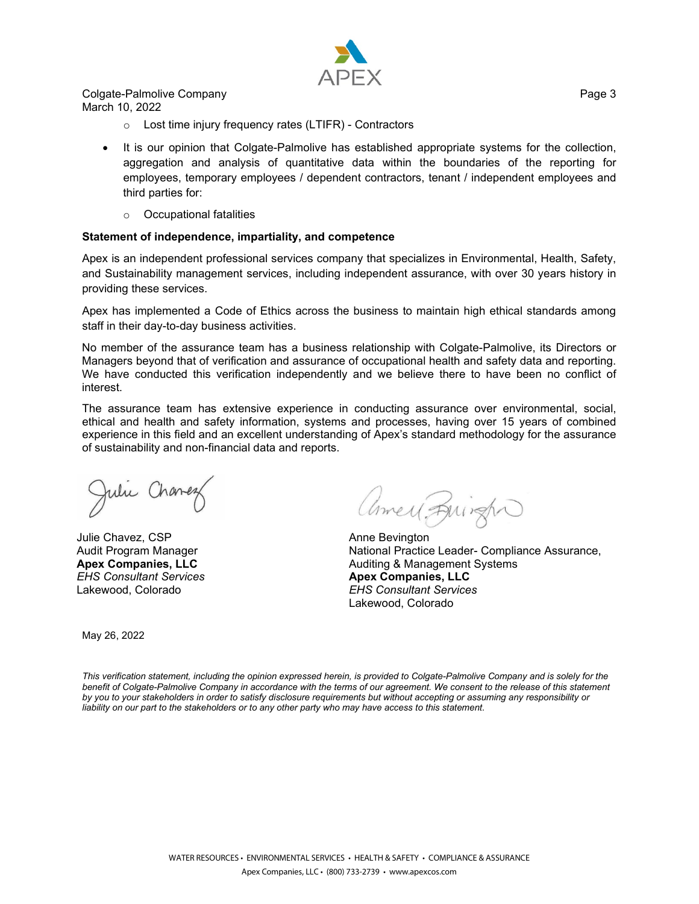- Lost time injury frequency rates (LTIFR) - Contractors

- It is our opinion that Colgate-Palmolive has established appropriate systems for the collection, aggregation and analysis of quantitative data within the boundaries of the reporting for employees, temporary employees / dependent contractors, tenant / independent employees and third parties for:
  - Occupational fatalities

**Statement of independence, impartiality, and competence**

Apex is an independent professional services company that specializes in Environmental, Health, Safety, and Sustainability management services, including independent assurance, with over 30 years history in providing these services.

Apex has implemented a Code of Ethics across the business to maintain high ethical standards among staff in their day-to-day business activities.

No member of the assurance team has a business relationship with Colgate-Palmolive, its Directors or Managers beyond that of verification and assurance of occupational health and safety data and reporting. We have conducted this verification independently and we believe there to have been no conflict of interest.

The assurance team has extensive experience in conducting assurance over environmental, social, ethical and health and safety information, systems and processes, having over 15 years of combined experience in this field and an excellent understanding of Apex's standard methodology for the assurance of sustainability and non-financial data and reports.

Julie Chavez, CSP
Audit Program Manager
**Apex Companies, LLC**
*EHS Consultant Services*
Lakewood, Colorado

Anne Bevington
National Practice Leader- Compliance Assurance, Auditing & Management Systems
**Apex Companies, LLC**
*EHS Consultant Services*
Lakewood, Colorado

May 26, 2022

*This verification statement, including the opinion expressed herein, is provided to Colgate-Palmolive Company and is solely for the benefit of Colgate-Palmolive Company in accordance with the terms of our agreement. We consent to the release of this statement by you to your stakeholders in order to satisfy disclosure requirements but without accepting or assuming any responsibility or liability on our part to the stakeholders or to any other party who may have access to this statement.*